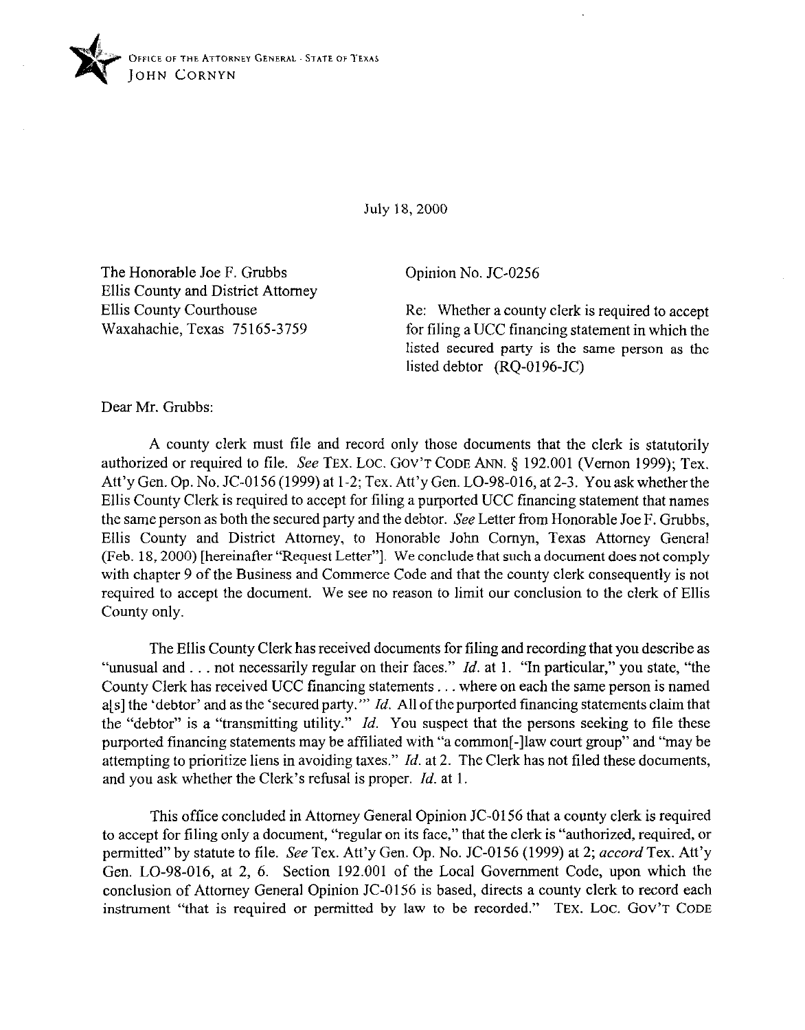OFFICE OF THE ATTORNEY GENERAL · STATE OF TEXAS
JOHN CORNYN

July 18, 2000

The Honorable Joe F. Grubbs
Ellis County and District Attorney
Ellis County Courthouse
Waxahachie, Texas 75165-3759

Opinion No. JC-0256

Re: Whether a county clerk is required to accept for filing a UCC financing statement in which the listed secured party is the same person as the listed debtor (RQ-0196-JC)

Dear Mr. Grubbs:

A county clerk must file and record only those documents that the clerk is statutorily authorized or required to file. *See* TEX. LOC. GOV'T CODE ANN. § 192.001 (Vernon 1999); Tex. Att'y Gen. Op. No. JC-0156 (1999) at 1-2; Tex. Att'y Gen. LO-98-016, at 2-3. You ask whether the Ellis County Clerk is required to accept for filing a purported UCC financing statement that names the same person as both the secured party and the debtor. *See* Letter from Honorable Joe F. Grubbs, Ellis County and District Attorney, to Honorable John Cornyn, Texas Attorney General (Feb. 18, 2000) [hereinafter "Request Letter"]. We conclude that such a document does not comply with chapter 9 of the Business and Commerce Code and that the county clerk consequently is not required to accept the document. We see no reason to limit our conclusion to the clerk of Ellis County only.

The Ellis County Clerk has received documents for filing and recording that you describe as "unusual and . . . not necessarily regular on their faces." *Id.* at 1. "In particular," you state, "the County Clerk has received UCC financing statements . . . where on each the same person is named a[s] the 'debtor' and as the 'secured party.'" *Id.* All of the purported financing statements claim that the "debtor" is a "transmitting utility." *Id.* You suspect that the persons seeking to file these purported financing statements may be affiliated with "a common[-]law court group" and "may be attempting to prioritize liens in avoiding taxes." *Id.* at 2. The Clerk has not filed these documents, and you ask whether the Clerk's refusal is proper. *Id.* at 1.

This office concluded in Attorney General Opinion JC-0156 that a county clerk is required to accept for filing only a document, "regular on its face," that the clerk is "authorized, required, or permitted" by statute to file. *See* Tex. Att'y Gen. Op. No. JC-0156 (1999) at 2; *accord* Tex. Att'y Gen. LO-98-016, at 2, 6. Section 192.001 of the Local Government Code, upon which the conclusion of Attorney General Opinion JC-0156 is based, directs a county clerk to record each instrument "that is required or permitted by law to be recorded." TEX. LOC. GOV'T CODE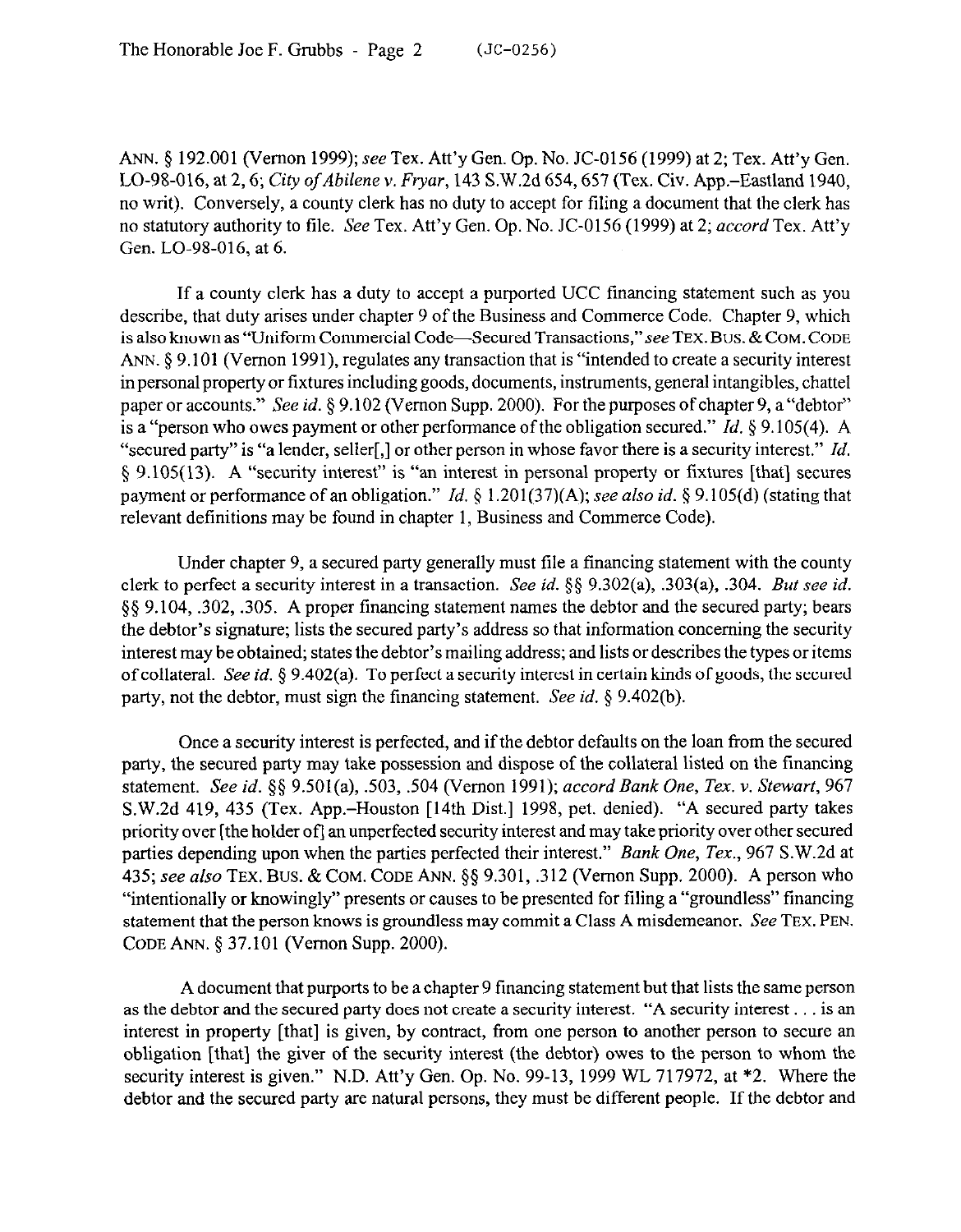ANN. § 192.001 (Vernon 1999); *see* Tex. Att'y Gen. Op. No. JC-0156 (1999) at 2; Tex. Att'y Gen. LO-98-016, at 2, 6; *City of Abilene v. Fryar*, 143 S.W.2d 654, 657 (Tex. Civ. App.–Eastland 1940, no writ). Conversely, a county clerk has no duty to accept for filing a document that the clerk has no statutory authority to file. *See* Tex. Att'y Gen. Op. No. JC-0156 (1999) at 2; *accord* Tex. Att'y Gen. LO-98-016, at 6.

If a county clerk has a duty to accept a purported UCC financing statement such as you describe, that duty arises under chapter 9 of the Business and Commerce Code. Chapter 9, which is also known as "Uniform Commercial Code—Secured Transactions," *see* TEX. BUS. & COM. CODE ANN. § 9.101 (Vernon 1991), regulates any transaction that is "intended to create a security interest in personal property or fixtures including goods, documents, instruments, general intangibles, chattel paper or accounts." *See id.* § 9.102 (Vernon Supp. 2000). For the purposes of chapter 9, a "debtor" is a "person who owes payment or other performance of the obligation secured." *Id.* § 9.105(4). A "secured party" is "a lender, seller[,] or other person in whose favor there is a security interest." *Id.* § 9.105(13). A "security interest" is "an interest in personal property or fixtures [that] secures payment or performance of an obligation." *Id.* § 1.201(37)(A); *see also id.* § 9.105(d) (stating that relevant definitions may be found in chapter 1, Business and Commerce Code).

Under chapter 9, a secured party generally must file a financing statement with the county clerk to perfect a security interest in a transaction. *See id.* §§ 9.302(a), .303(a), .304. *But see id.* §§ 9.104, .302, .305. A proper financing statement names the debtor and the secured party; bears the debtor's signature; lists the secured party's address so that information concerning the security interest may be obtained; states the debtor's mailing address; and lists or describes the types or items of collateral. *See id.* § 9.402(a). To perfect a security interest in certain kinds of goods, the secured party, not the debtor, must sign the financing statement. *See id.* § 9.402(b).

Once a security interest is perfected, and if the debtor defaults on the loan from the secured party, the secured party may take possession and dispose of the collateral listed on the financing statement. *See id.* §§ 9.501(a), .503, .504 (Vernon 1991); *accord Bank One, Tex. v. Stewart*, 967 S.W.2d 419, 435 (Tex. App.–Houston [14th Dist.] 1998, pet. denied). "A secured party takes priority over [the holder of] an unperfected security interest and may take priority over other secured parties depending upon when the parties perfected their interest." *Bank One, Tex.*, 967 S.W.2d at 435; *see also* TEX. BUS. & COM. CODE ANN. §§ 9.301, .312 (Vernon Supp. 2000). A person who "intentionally or knowingly" presents or causes to be presented for filing a "groundless" financing statement that the person knows is groundless may commit a Class A misdemeanor. *See* TEX. PEN. CODE ANN. § 37.101 (Vernon Supp. 2000).

A document that purports to be a chapter 9 financing statement but that lists the same person as the debtor and the secured party does not create a security interest. "A security interest . . . is an interest in property [that] is given, by contract, from one person to another person to secure an obligation [that] the giver of the security interest (the debtor) owes to the person to whom the security interest is given." N.D. Att'y Gen. Op. No. 99-13, 1999 WL 717972, at *2. Where the debtor and the secured party are natural persons, they must be different people. If the debtor and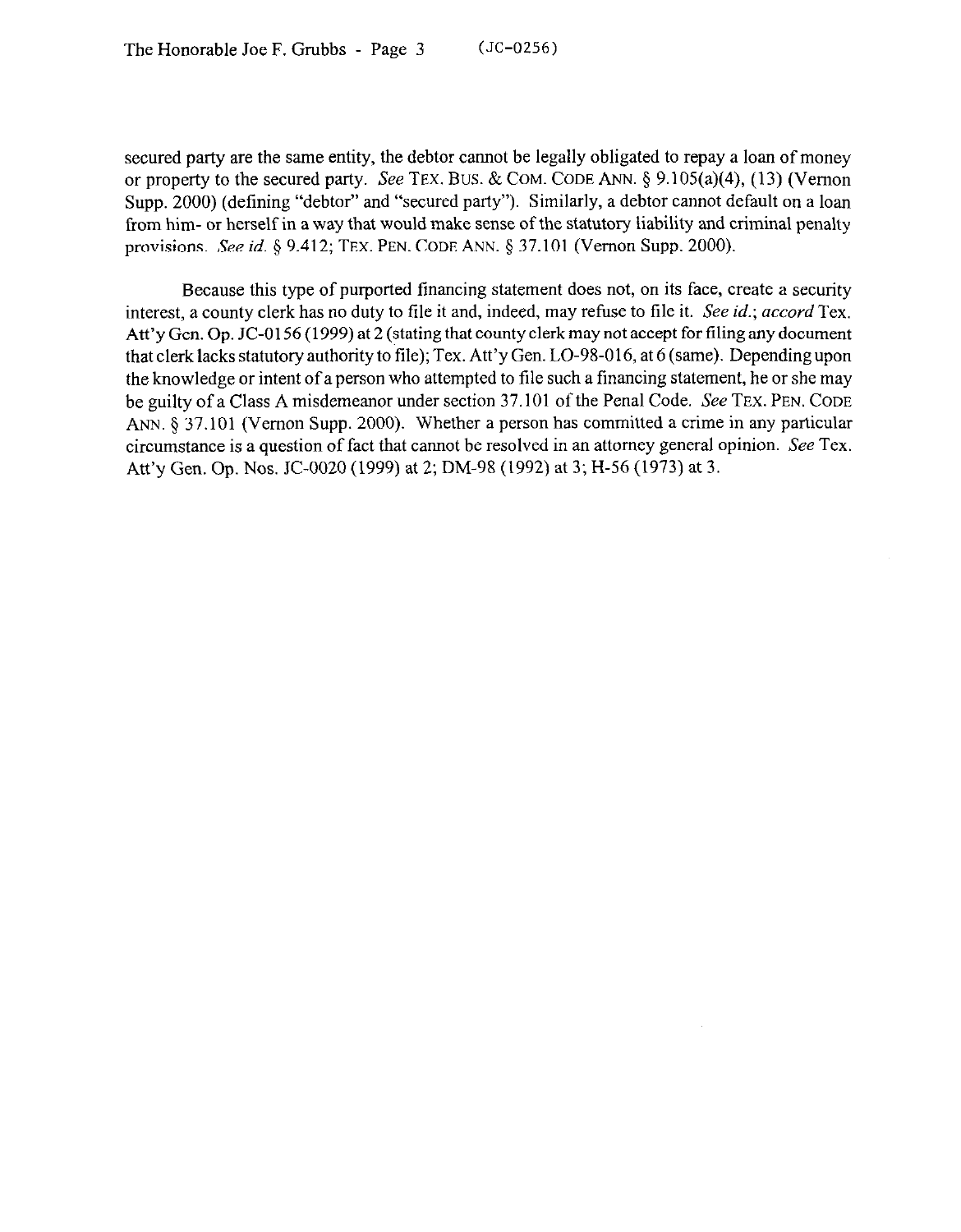secured party are the same entity, the debtor cannot be legally obligated to repay a loan of money or property to the secured party. *See* TEX. BUS. & COM. CODE ANN. § 9.105(a)(4), (13) (Vernon Supp. 2000) (defining "debtor" and "secured party"). Similarly, a debtor cannot default on a loan from him- or herself in a way that would make sense of the statutory liability and criminal penalty provisions. *See id.* § 9.412; TEX. PEN. CODE ANN. § 37.101 (Vernon Supp. 2000).

Because this type of purported financing statement does not, on its face, create a security interest, a county clerk has no duty to file it and, indeed, may refuse to file it. *See id.*; *accord* Tex. Att'y Gen. Op. JC-0156 (1999) at 2 (stating that county clerk may not accept for filing any document that clerk lacks statutory authority to file); Tex. Att'y Gen. LO-98-016, at 6 (same). Depending upon the knowledge or intent of a person who attempted to file such a financing statement, he or she may be guilty of a Class A misdemeanor under section 37.101 of the Penal Code. *See* TEX. PEN. CODE ANN. § 37.101 (Vernon Supp. 2000). Whether a person has committed a crime in any particular circumstance is a question of fact that cannot be resolved in an attorney general opinion. *See* Tex. Att'y Gen. Op. Nos. JC-0020 (1999) at 2; DM-98 (1992) at 3; H-56 (1973) at 3.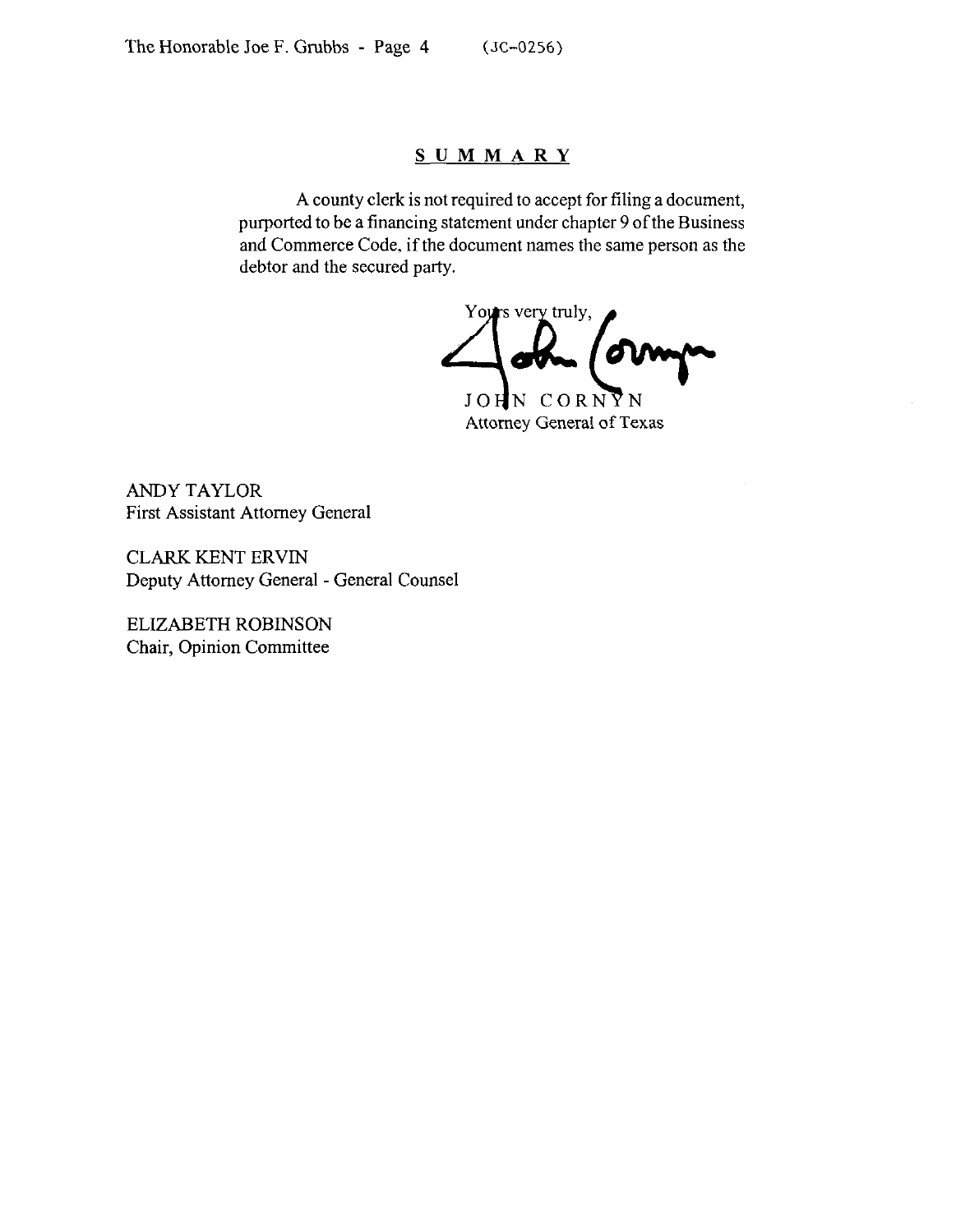## SUMMARY

A county clerk is not required to accept for filing a document, purported to be a financing statement under chapter 9 of the Business and Commerce Code, if the document names the same person as the debtor and the secured party.

Yours very truly,

JOHN CORNYN
Attorney General of Texas

ANDY TAYLOR
First Assistant Attorney General

CLARK KENT ERVIN
Deputy Attorney General - General Counsel

ELIZABETH ROBINSON
Chair, Opinion Committee